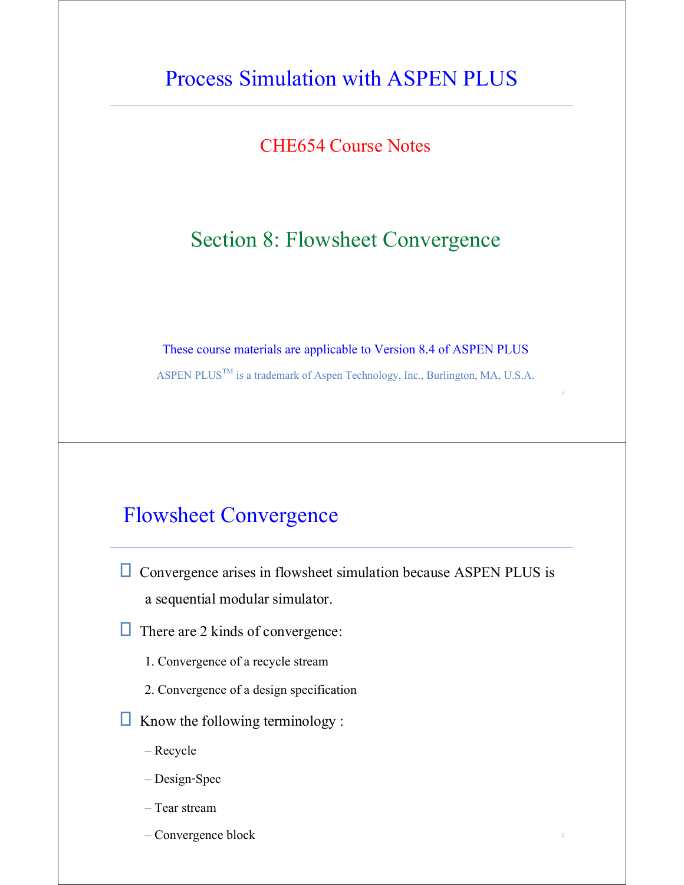# Process Simulation with ASPEN PLUS

CHE654 Course Notes

## Section 8: Flowsheet Convergence

These course materials are applicable to Version 8.4 of ASPEN PLUS

ASPEN PLUS™ is a trademark of Aspen Technology, Inc., Burlington, MA, U.S.A.

---

## Flowsheet Convergence

- Convergence arises in flowsheet simulation because ASPEN PLUS is a sequential modular simulator.
- There are 2 kinds of convergence:
  1. Convergence of a recycle stream
  2. Convergence of a design specification
- Know the following terminology :
  - Recycle
  - Design-Spec
  - Tear stream
  - Convergence block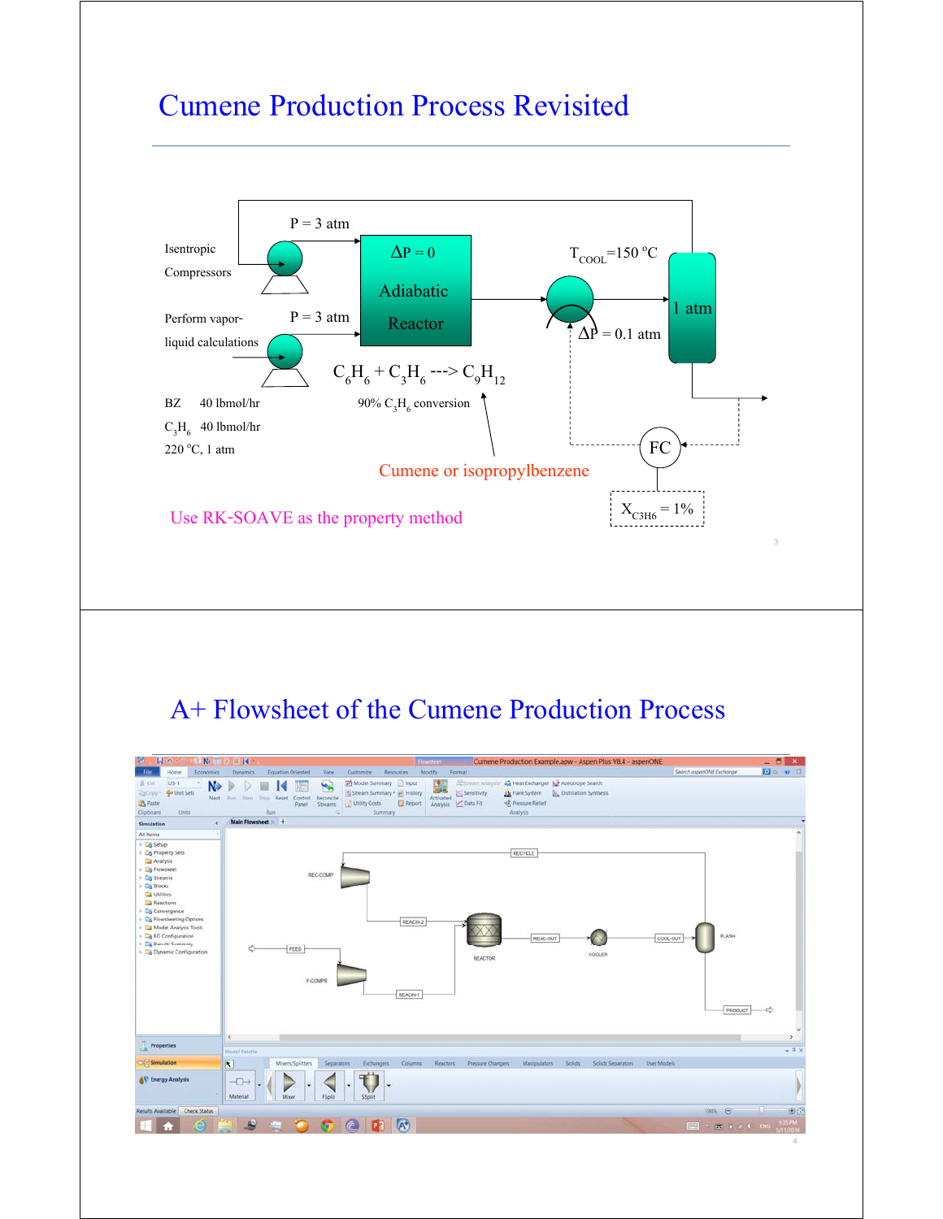# Cumene Production Process Revisited

Isentropic Compressors

P = 3 atm

P = 3 atm

Perform vapor-liquid calculations

$\Delta P = 0$

Adiabatic Reactor

$T_{COOL}$=150 °C

$\Delta P$ = 0.1 atm

1 atm

$C_6H_6 + C_3H_6 \text{ ---> } C_9H_{12}$

90% $C_3H_6$ conversion

BZ 40 lbmol/hr

$C_3H_6$ 40 lbmol/hr

220 °C, 1 atm

Cumene or isopropylbenzene

FC

$X_{C3H6}$ = 1%

Use RK-SOAVE as the property method

# A+ Flowsheet of the Cumene Production Process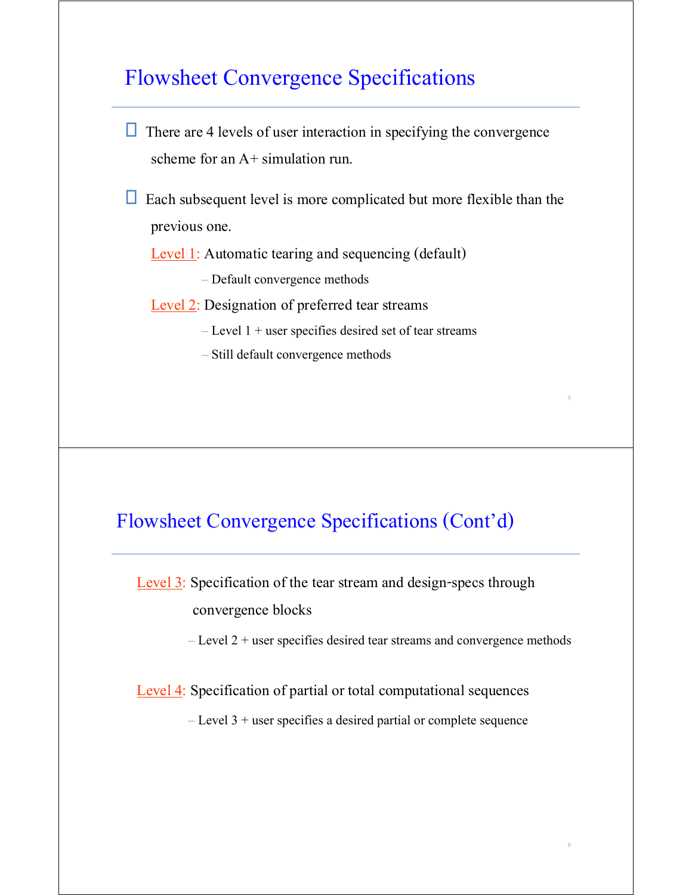## Flowsheet Convergence Specifications

- There are 4 levels of user interaction in specifying the convergence scheme for an A+ simulation run.
- Each subsequent level is more complicated but more flexible than the previous one.

  Level 1: Automatic tearing and sequencing (default)

  – Default convergence methods

  Level 2: Designation of preferred tear streams

  – Level 1 + user specifies desired set of tear streams

  – Still default convergence methods

## Flowsheet Convergence Specifications (Cont'd)

Level 3: Specification of the tear stream and design-specs through convergence blocks

– Level 2 + user specifies desired tear streams and convergence methods

Level 4: Specification of partial or total computational sequences

– Level 3 + user specifies a desired partial or complete sequence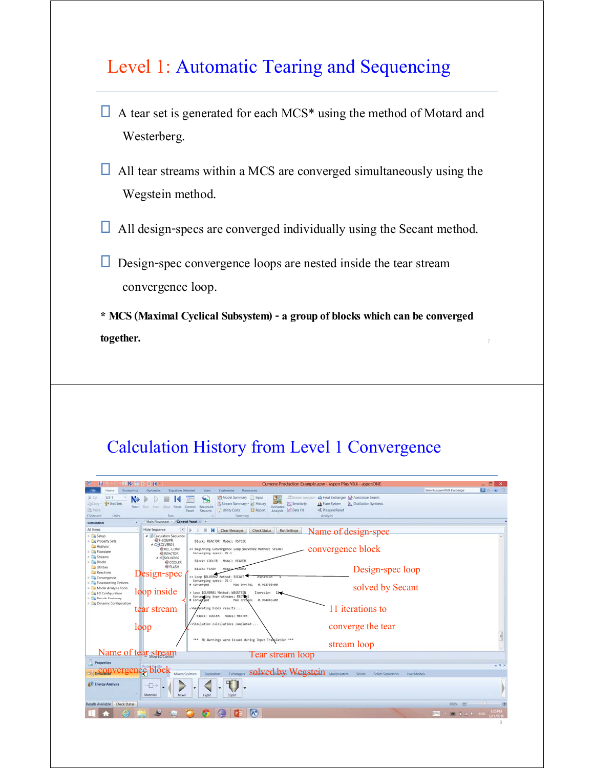## Level 1: Automatic Tearing and Sequencing

- A tear set is generated for each MCS* using the method of Motard and Westerberg.
- All tear streams within a MCS are converged simultaneously using the Wegstein method.
- All design-specs are converged individually using the Secant method.
- Design-spec convergence loops are nested inside the tear stream convergence loop.

**\* MCS (Maximal Cyclical Subsystem) - a group of blocks which can be converged together.**

## Calculation History from Level 1 Convergence

Name of design-spec convergence block

Design-spec loop solved by Secant

Design-spec loop inside tear stream loop

11 iterations to converge the tear stream loop

Name of tear stream convergence block

Tear stream loop solved by Wegstein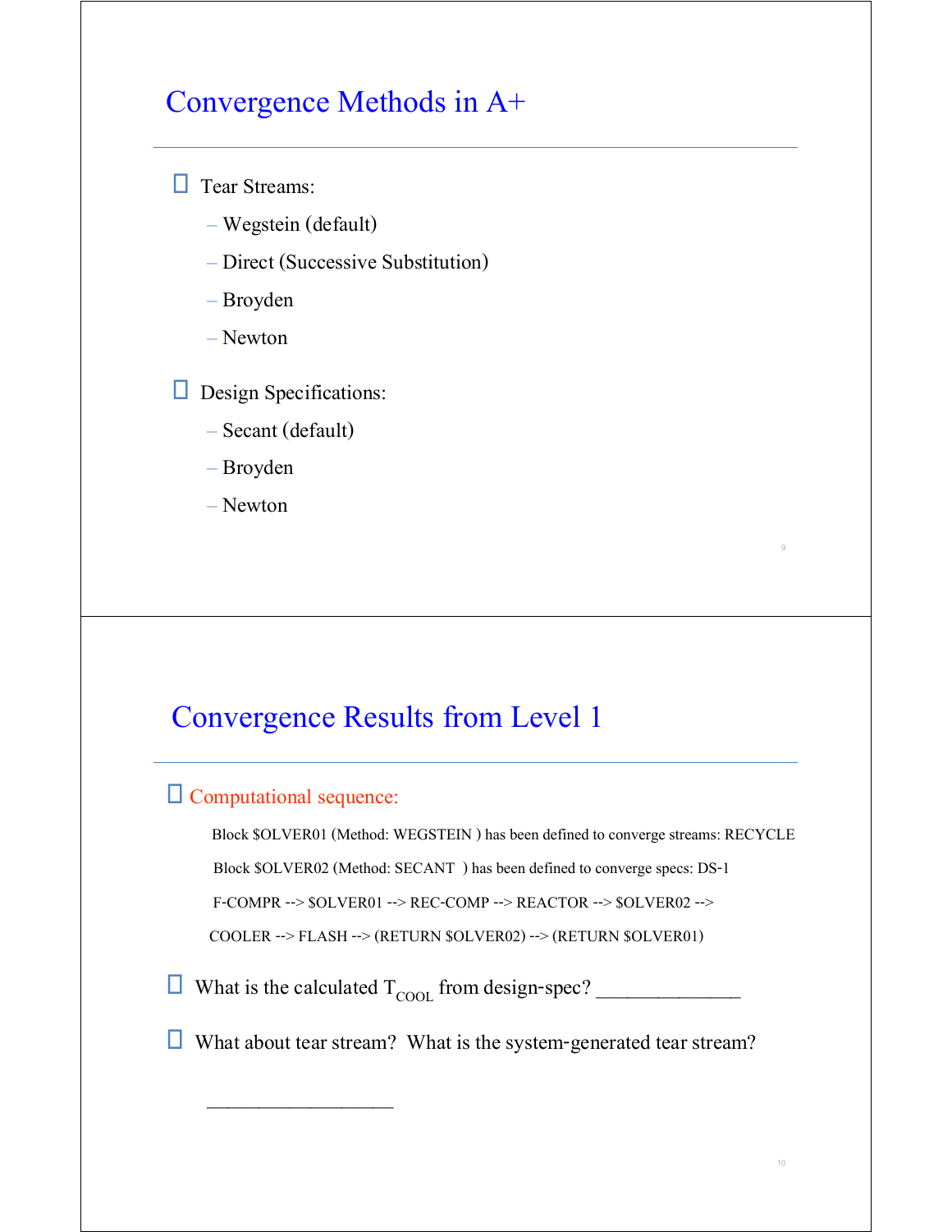## Convergence Methods in A+

- Tear Streams:
  - Wegstein (default)
  - Direct (Successive Substitution)
  - Broyden
  - Newton
- Design Specifications:
  - Secant (default)
  - Broyden
  - Newton

## Convergence Results from Level 1

- Computational sequence:

  Block $OLVER01 (Method: WEGSTEIN ) has been defined to converge streams: RECYCLE

  Block $OLVER02 (Method: SECANT ) has been defined to converge specs: DS-1

  F-COMPR --> $OLVER01 --> REC-COMP --> REACTOR --> $OLVER02 -->

  COOLER --> FLASH --> (RETURN $OLVER02) --> (RETURN $OLVER01)

- What is the calculated $T_{COOL}$ from design-spec? ______________
- What about tear stream? What is the system-generated tear stream?

  __________________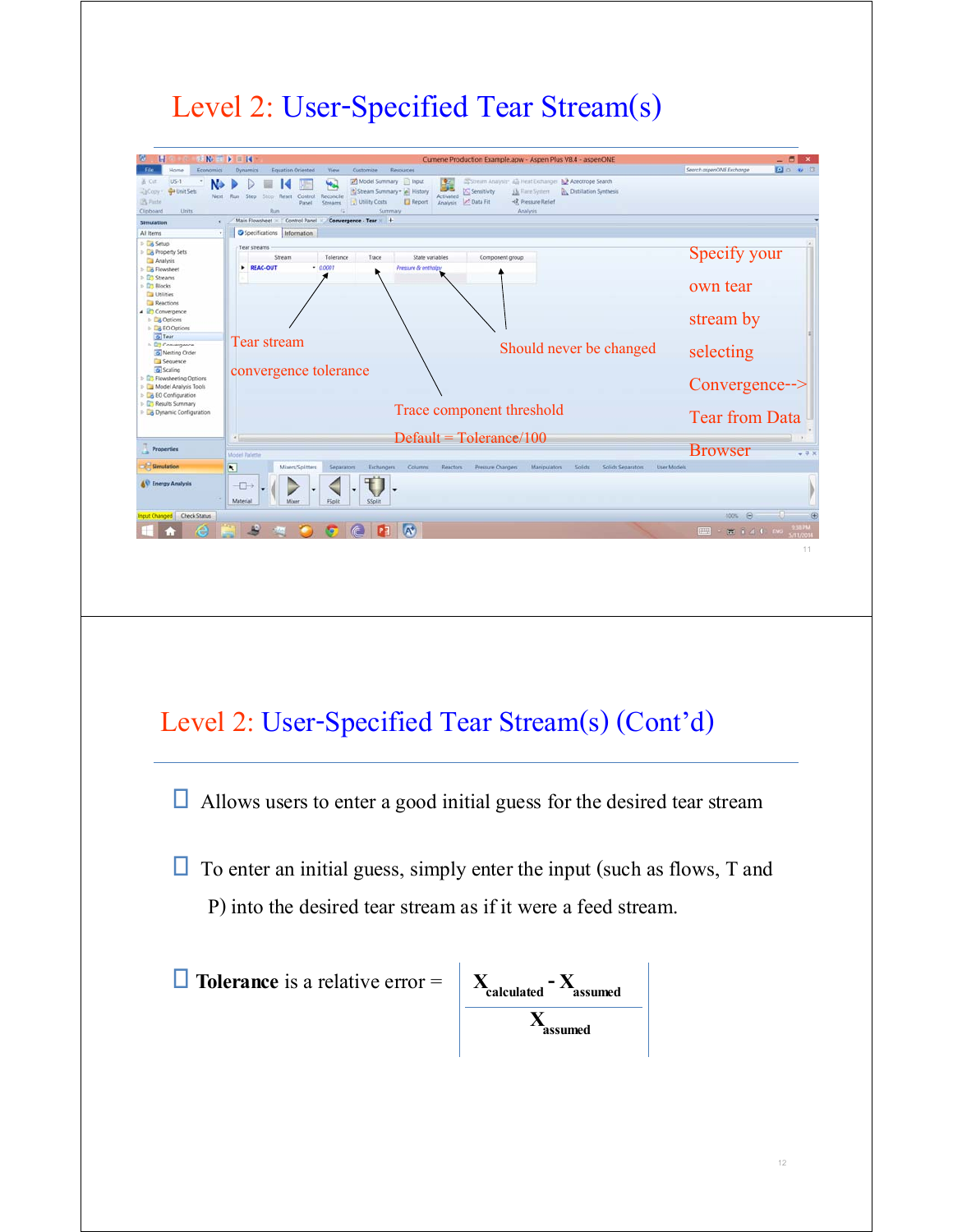# Level 2: User-Specified Tear Stream(s)

Specify your own tear stream by selecting Convergence--> Tear from Data Browser

Tear stream convergence tolerance

Should never be changed

Trace component threshold

Default = Tolerance/100

# Level 2: User-Specified Tear Stream(s) (Cont'd)

- Allows users to enter a good initial guess for the desired tear stream
- To enter an initial guess, simply enter the input (such as flows, T and P) into the desired tear stream as if it were a feed stream.
- **Tolerance** is a relative error = $\frac{X_{calculated} - X_{assumed}}{X_{assumed}}$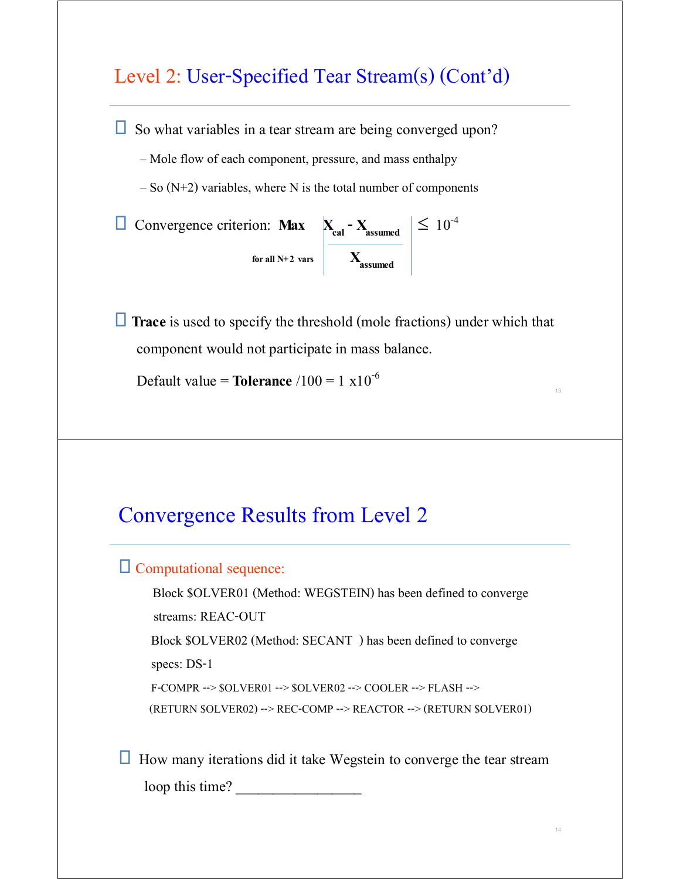## Level 2: User-Specified Tear Stream(s) (Cont'd)

- So what variables in a tear stream are being converged upon?
  - Mole flow of each component, pressure, and mass enthalpy
  - So (N+2) variables, where N is the total number of components
- Convergence criterion:

$$\max_{\text{for all N+2 vars}} \left| \frac{X_{cal} - X_{assumed}}{X_{assumed}} \right| \leq 10^{-4}$$

- **Trace** is used to specify the threshold (mole fractions) under which that component would not participate in mass balance.

  Default value = **Tolerance** /100 = 1 x$10^{-6}$

## Convergence Results from Level 2

- Computational sequence:

  Block $OLVER01 (Method: WEGSTEIN) has been defined to converge streams: REAC-OUT

  Block $OLVER02 (Method: SECANT ) has been defined to converge specs: DS-1

  F-COMPR --> $OLVER01 --> $OLVER02 --> COOLER --> FLASH --> (RETURN $OLVER02) --> REC-COMP --> REACTOR --> (RETURN $OLVER01)

- How many iterations did it take Wegstein to converge the tear stream loop this time? ________________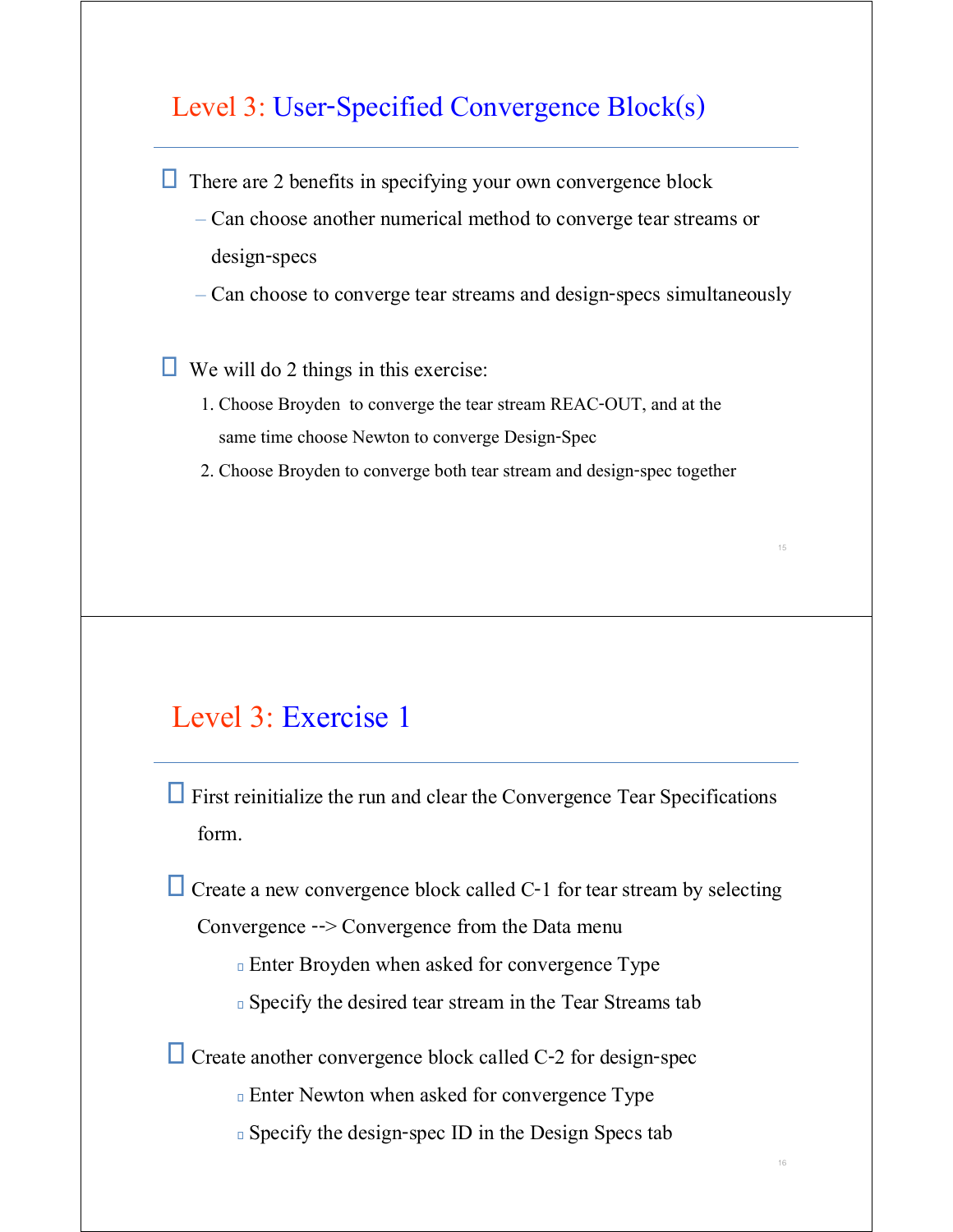## Level 3: User-Specified Convergence Block(s)

- There are 2 benefits in specifying your own convergence block
  - Can choose another numerical method to converge tear streams or design-specs
  - Can choose to converge tear streams and design-specs simultaneously

- We will do 2 things in this exercise:
  1. Choose Broyden to converge the tear stream REAC-OUT, and at the same time choose Newton to converge Design-Spec
  2. Choose Broyden to converge both tear stream and design-spec together

## Level 3: Exercise 1

- First reinitialize the run and clear the Convergence Tear Specifications form.

- Create a new convergence block called C-1 for tear stream by selecting Convergence --> Convergence from the Data menu
  - Enter Broyden when asked for convergence Type
  - Specify the desired tear stream in the Tear Streams tab

- Create another convergence block called C-2 for design-spec
  - Enter Newton when asked for convergence Type
  - Specify the design-spec ID in the Design Specs tab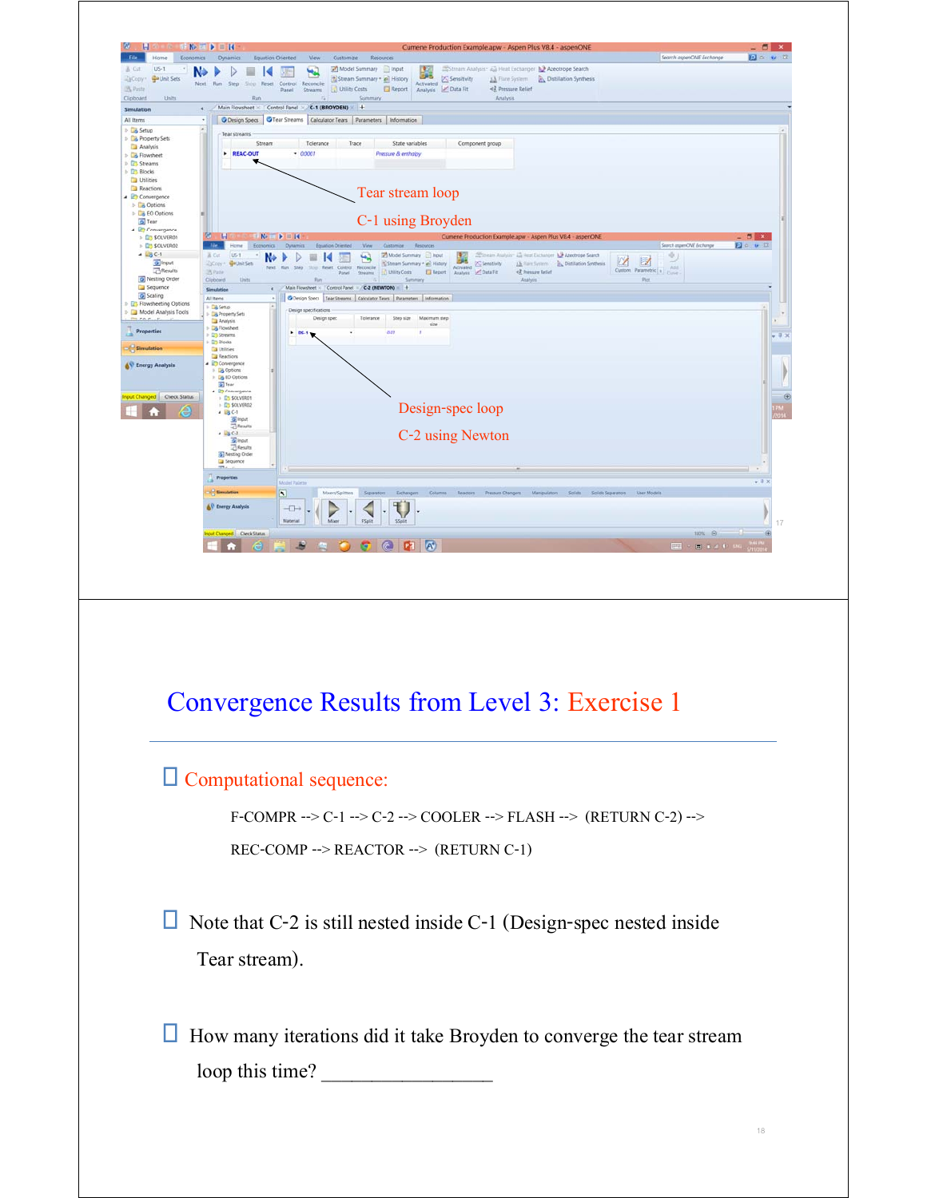Tear stream loop

C-1 using Broyden

Design-spec loop

C-2 using Newton

# Convergence Results from Level 3: Exercise 1

- Computational sequence:

  F-COMPR --> C-1 --> C-2 --> COOLER --> FLASH --> (RETURN C-2) -->

  REC-COMP --> REACTOR --> (RETURN C-1)

- Note that C-2 is still nested inside C-1 (Design-spec nested inside Tear stream).

- How many iterations did it take Broyden to converge the tear stream loop this time? ________________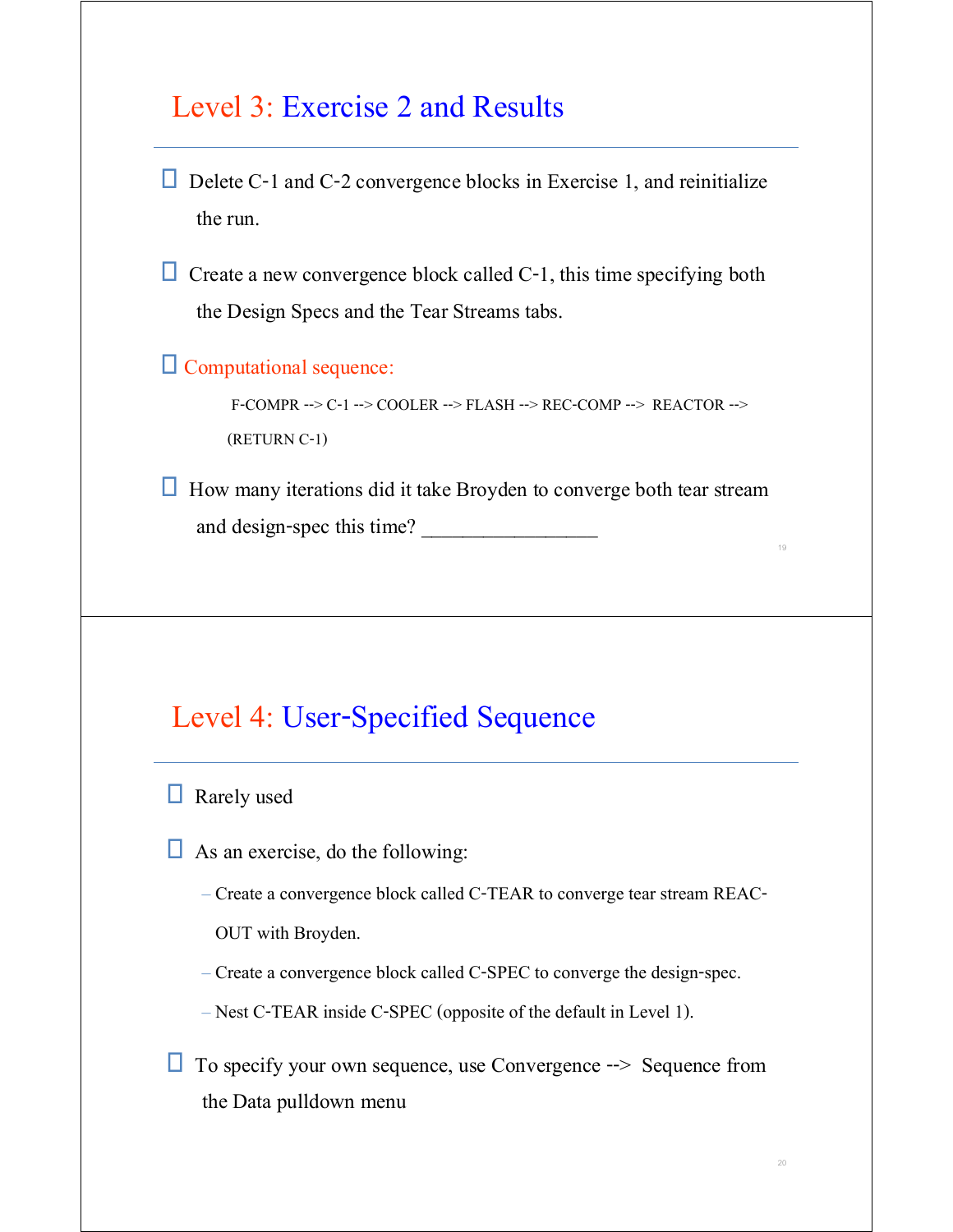# Level 3: Exercise 2 and Results

- Delete C-1 and C-2 convergence blocks in Exercise 1, and reinitialize the run.
- Create a new convergence block called C-1, this time specifying both the Design Specs and the Tear Streams tabs.
- Computational sequence:

  F-COMPR --> C-1 --> COOLER --> FLASH --> REC-COMP --> REACTOR --> (RETURN C-1)

- How many iterations did it take Broyden to converge both tear stream and design-spec this time? _________________

# Level 4: User-Specified Sequence

- Rarely used
- As an exercise, do the following:
  - Create a convergence block called C-TEAR to converge tear stream REAC-OUT with Broyden.
  - Create a convergence block called C-SPEC to converge the design-spec.
  - Nest C-TEAR inside C-SPEC (opposite of the default in Level 1).
- To specify your own sequence, use Convergence --> Sequence from the Data pulldown menu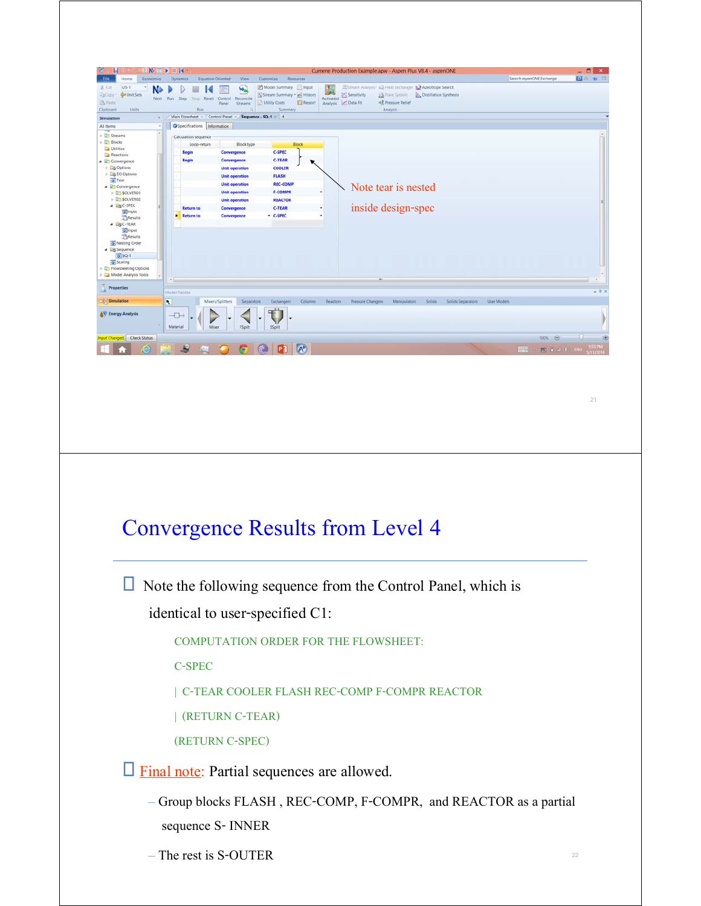Note tear is nested inside design-spec

# Convergence Results from Level 4

- Note the following sequence from the Control Panel, which is identical to user-specified C1:

  COMPUTATION ORDER FOR THE FLOWSHEET:

  C-SPEC

  | C-TEAR COOLER FLASH REC-COMP F-COMPR REACTOR

  | (RETURN C-TEAR)

  (RETURN C-SPEC)

- Final note: Partial sequences are allowed.
  - Group blocks FLASH , REC-COMP, F-COMPR, and REACTOR as a partial sequence S- INNER
  - The rest is S-OUTER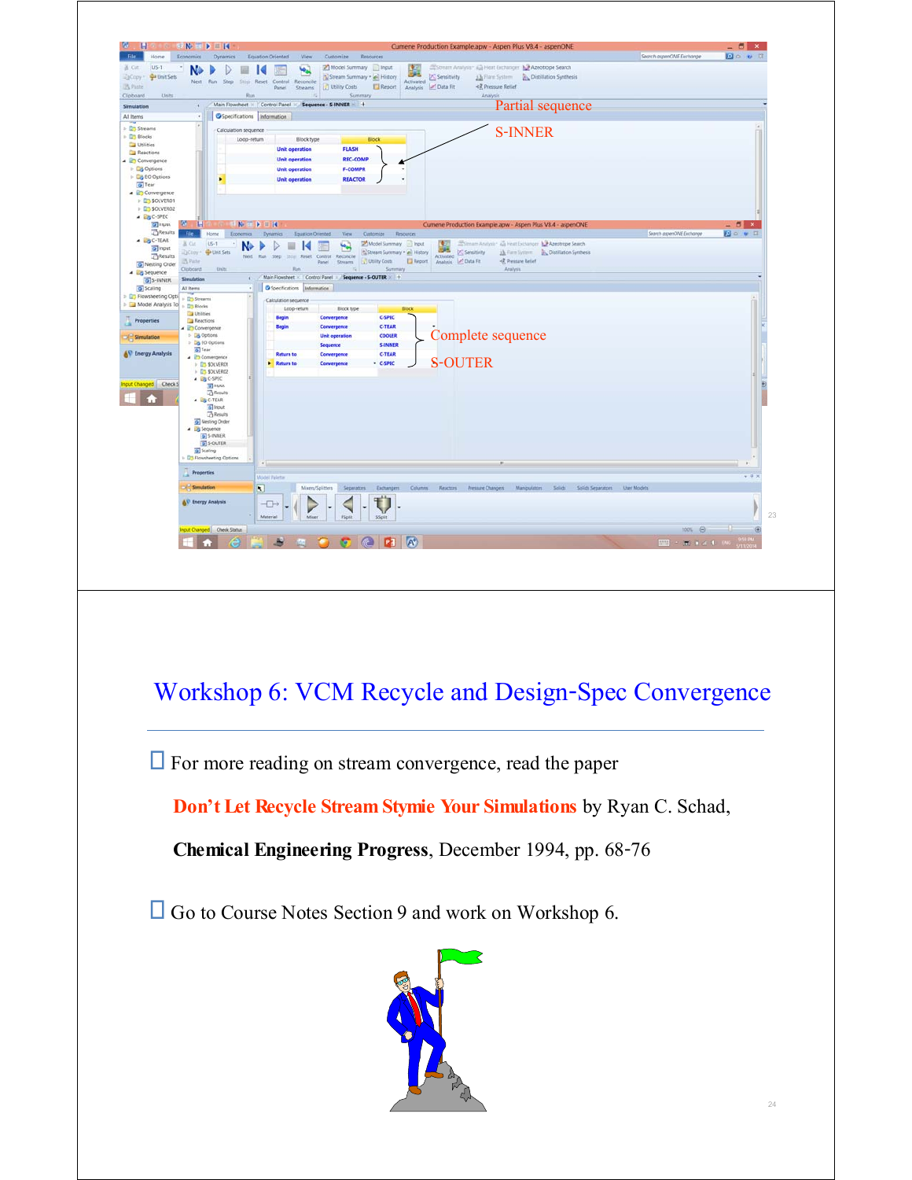Partial sequence

S-INNER

Complete sequence

S-OUTER

## Workshop 6: VCM Recycle and Design-Spec Convergence

- For more reading on stream convergence, read the paper

  **Don't Let Recycle Stream Stymie Your Simulations** by Ryan C. Schad,

  **Chemical Engineering Progress**, December 1994, pp. 68-76

- Go to Course Notes Section 9 and work on Workshop 6.